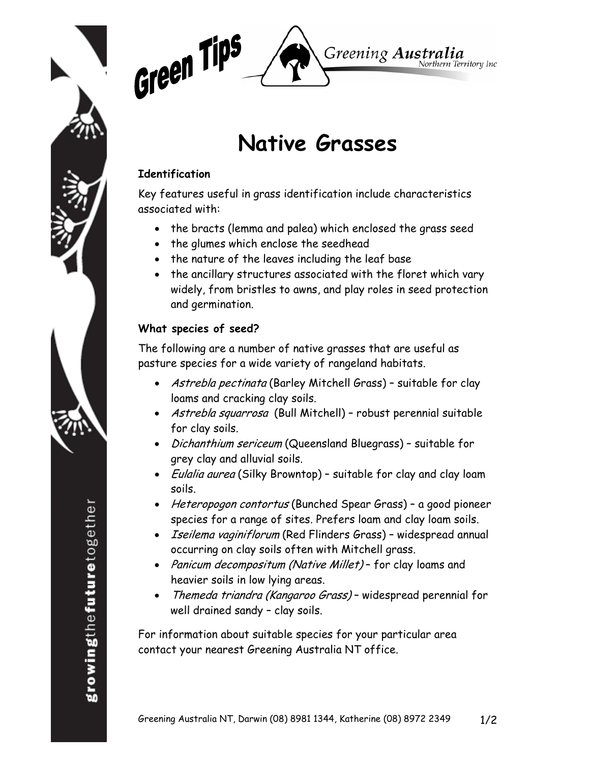Green Tips

Greening Australia
Northern Territory Inc

# Native Grasses

### Identification

Key features useful in grass identification include characteristics associated with:

- the bracts (lemma and palea) which enclosed the grass seed
- the glumes which enclose the seedhead
- the nature of the leaves including the leaf base
- the ancillary structures associated with the floret which vary widely, from bristles to awns, and play roles in seed protection and germination.

### What species of seed?

The following are a number of native grasses that are useful as pasture species for a wide variety of rangeland habitats.

- *Astrebla pectinata* (Barley Mitchell Grass) – suitable for clay loams and cracking clay soils.
- *Astrebla squarrosa* (Bull Mitchell) – robust perennial suitable for clay soils.
- *Dichanthium sericeum* (Queensland Bluegrass) – suitable for grey clay and alluvial soils.
- *Eulalia aurea* (Silky Browntop) – suitable for clay and clay loam soils.
- *Heteropogon contortus* (Bunched Spear Grass) – a good pioneer species for a range of sites. Prefers loam and clay loam soils.
- *Iseilema vaginiflorum* (Red Flinders Grass) – widespread annual occurring on clay soils often with Mitchell grass.
- *Panicum decompositum (Native Millet)* – for clay loams and heavier soils in low lying areas.
- *Themeda triandra (Kangaroo Grass)* – widespread perennial for well drained sandy – clay soils.

For information about suitable species for your particular area contact your nearest Greening Australia NT office.

Greening Australia NT, Darwin (08) 8981 1344, Katherine (08) 8972 2349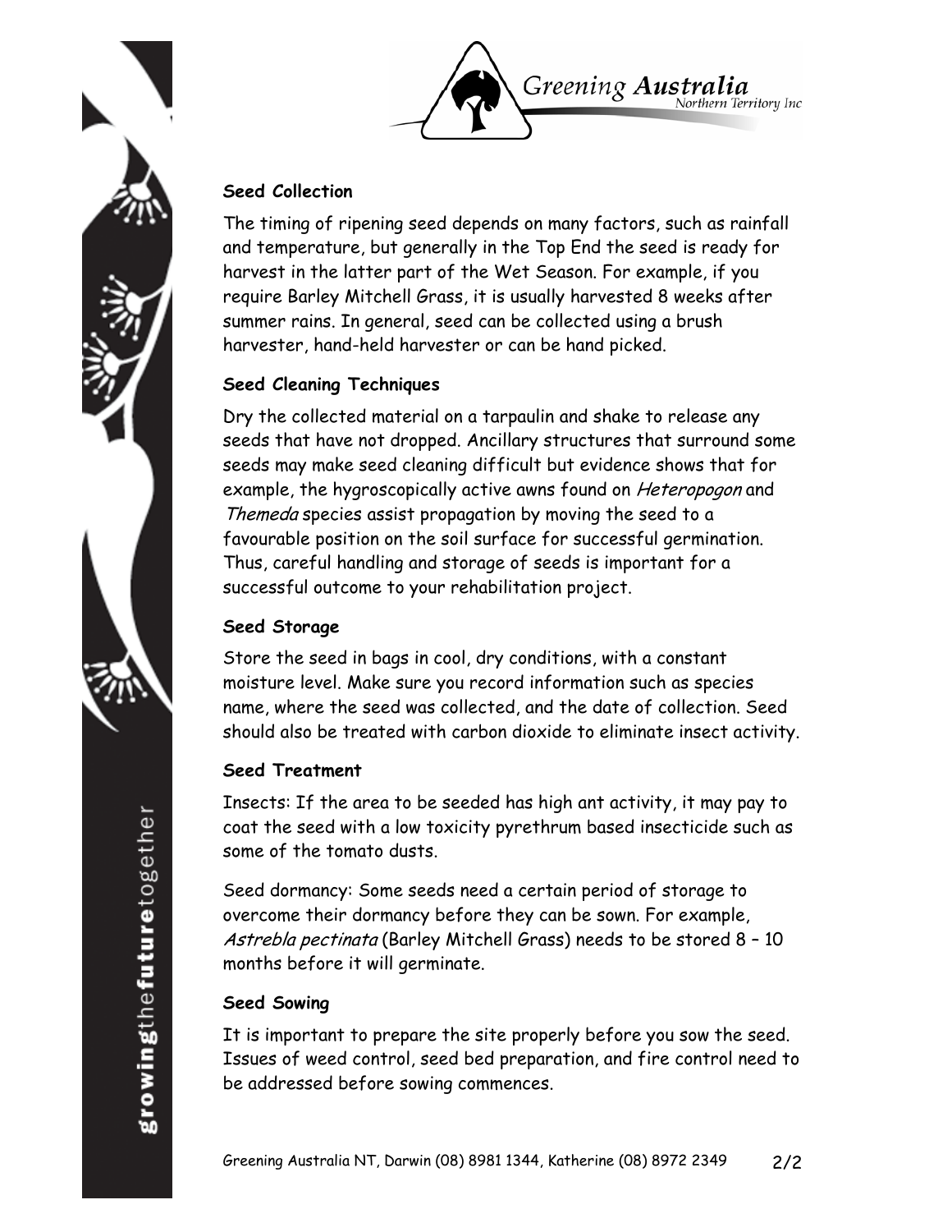## Seed Collection

The timing of ripening seed depends on many factors, such as rainfall and temperature, but generally in the Top End the seed is ready for harvest in the latter part of the Wet Season. For example, if you require Barley Mitchell Grass, it is usually harvested 8 weeks after summer rains. In general, seed can be collected using a brush harvester, hand-held harvester or can be hand picked.

## Seed Cleaning Techniques

Dry the collected material on a tarpaulin and shake to release any seeds that have not dropped. Ancillary structures that surround some seeds may make seed cleaning difficult but evidence shows that for example, the hygroscopically active awns found on *Heteropogon* and *Themeda* species assist propagation by moving the seed to a favourable position on the soil surface for successful germination. Thus, careful handling and storage of seeds is important for a successful outcome to your rehabilitation project.

## Seed Storage

Store the seed in bags in cool, dry conditions, with a constant moisture level. Make sure you record information such as species name, where the seed was collected, and the date of collection. Seed should also be treated with carbon dioxide to eliminate insect activity.

## Seed Treatment

Insects: If the area to be seeded has high ant activity, it may pay to coat the seed with a low toxicity pyrethrum based insecticide such as some of the tomato dusts.

Seed dormancy: Some seeds need a certain period of storage to overcome their dormancy before they can be sown. For example, *Astrebla pectinata* (Barley Mitchell Grass) needs to be stored 8 – 10 months before it will germinate.

## Seed Sowing

It is important to prepare the site properly before you sow the seed. Issues of weed control, seed bed preparation, and fire control need to be addressed before sowing commences.

Greening Australia NT, Darwin (08) 8981 1344, Katherine (08) 8972 2349